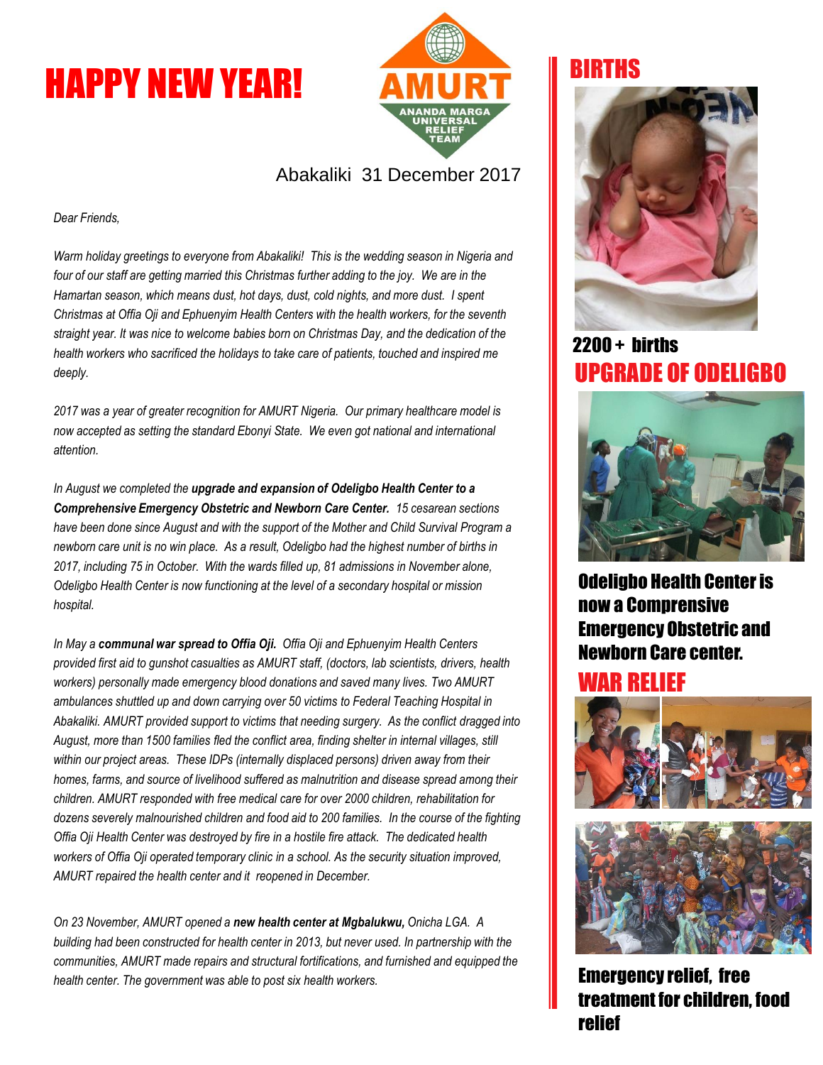# HAPPY NEW YEAR!

AMURT
ANANDA MARGA UNIVERSAL RELIEF TEAM

Abakaliki 31 December 2017

*Dear Friends,*

*Warm holiday greetings to everyone from Abakaliki! This is the wedding season in Nigeria and four of our staff are getting married this Christmas further adding to the joy. We are in the Hamartan season, which means dust, hot days, dust, cold nights, and more dust. I spent Christmas at Offia Oji and Ephuenyim Health Centers with the health workers, for the seventh straight year. It was nice to welcome babies born on Christmas Day, and the dedication of the health workers who sacrificed the holidays to take care of patients, touched and inspired me deeply.*

*2017 was a year of greater recognition for AMURT Nigeria. Our primary healthcare model is now accepted as setting the standard Ebonyi State. We even got national and international attention.*

*In August we completed the* ***upgrade and expansion of Odeligbo Health Center to a Comprehensive Emergency Obstetric and Newborn Care Center.*** *15 cesarean sections have been done since August and with the support of the Mother and Child Survival Program a newborn care unit is no win place. As a result, Odeligbo had the highest number of births in 2017, including 75 in October. With the wards filled up, 81 admissions in November alone, Odeligbo Health Center is now functioning at the level of a secondary hospital or mission hospital.*

*In May a* ***communal war spread to Offia Oji.*** *Offia Oji and Ephuenyim Health Centers provided first aid to gunshot casualties as AMURT staff, (doctors, lab scientists, drivers, health workers) personally made emergency blood donations and saved many lives. Two AMURT ambulances shuttled up and down carrying over 50 victims to Federal Teaching Hospital in Abakaliki. AMURT provided support to victims that needing surgery. As the conflict dragged into August, more than 1500 families fled the conflict area, finding shelter in internal villages, still within our project areas. These IDPs (internally displaced persons) driven away from their homes, farms, and source of livelihood suffered as malnutrition and disease spread among their children. AMURT responded with free medical care for over 2000 children, rehabilitation for dozens severely malnourished children and food aid to 200 families. In the course of the fighting Offia Oji Health Center was destroyed by fire in a hostile fire attack. The dedicated health workers of Offia Oji operated temporary clinic in a school. As the security situation improved, AMURT repaired the health center and it reopened in December.*

*On 23 November, AMURT opened a* ***new health center at Mgbalukwu,*** *Onicha LGA. A building had been constructed for health center in 2013, but never used. In partnership with the communities, AMURT made repairs and structural fortifications, and furnished and equipped the health center. The government was able to post six health workers.*

## BIRTHS

**2200 + births**

## UPGRADE OF ODELIGBO

**Odeligbo Health Center is now a Comprensive Emergency Obstetric and Newborn Care center.**

## WAR RELIEF

**Emergency relief, free treatment for children, food relief**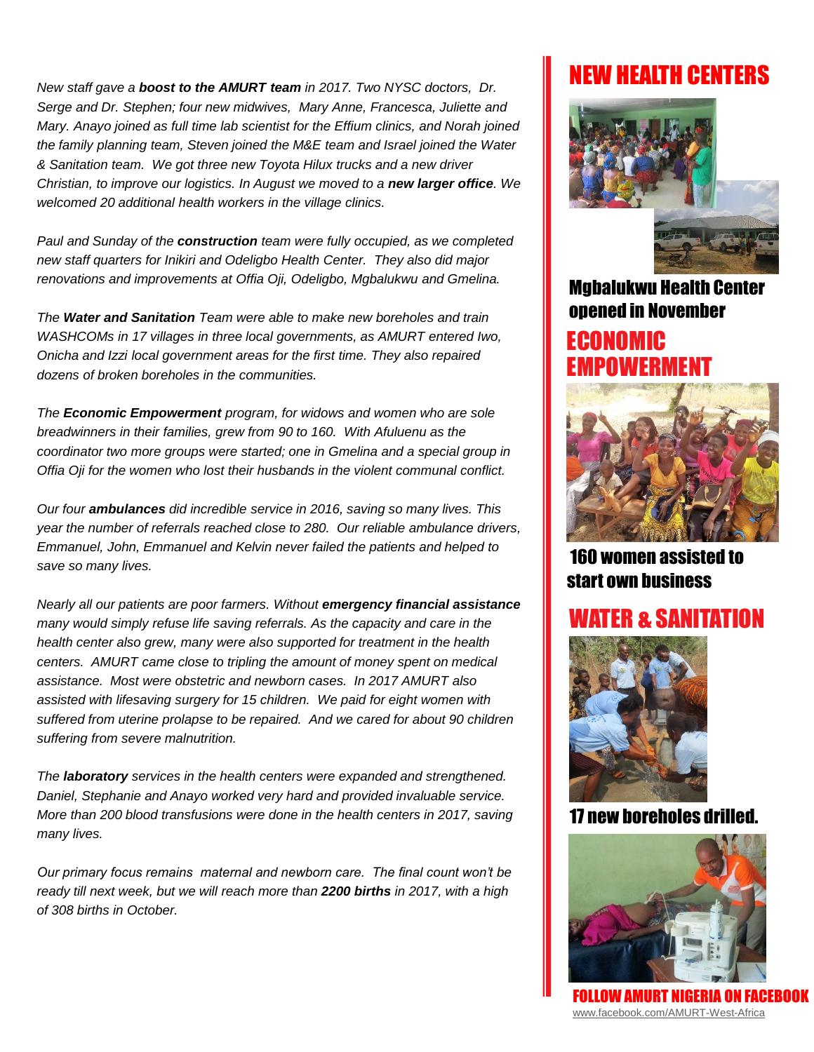*New staff gave a* ***boost to the AMURT team*** *in 2017. Two NYSC doctors, Dr. Serge and Dr. Stephen; four new midwives, Mary Anne, Francesca, Juliette and Mary. Anayo joined as full time lab scientist for the Effium clinics, and Norah joined the family planning team, Steven joined the M&E team and Israel joined the Water & Sanitation team. We got three new Toyota Hilux trucks and a new driver Christian, to improve our logistics. In August we moved to a* ***new larger office****. We welcomed 20 additional health workers in the village clinics.*

*Paul and Sunday of the* ***construction*** *team were fully occupied, as we completed new staff quarters for Inikiri and Odeligbo Health Center. They also did major renovations and improvements at Offia Oji, Odeligbo, Mgbalukwu and Gmelina.*

*The* ***Water and Sanitation*** *Team were able to make new boreholes and train WASHCOMs in 17 villages in three local governments, as AMURT entered Iwo, Onicha and Izzi local government areas for the first time. They also repaired dozens of broken boreholes in the communities.*

*The* ***Economic Empowerment*** *program, for widows and women who are sole breadwinners in their families, grew from 90 to 160. With Afuluenu as the coordinator two more groups were started; one in Gmelina and a special group in Offia Oji for the women who lost their husbands in the violent communal conflict.*

*Our four* ***ambulances*** *did incredible service in 2016, saving so many lives. This year the number of referrals reached close to 280. Our reliable ambulance drivers, Emmanuel, John, Emmanuel and Kelvin never failed the patients and helped to save so many lives.*

*Nearly all our patients are poor farmers. Without* ***emergency financial assistance*** *many would simply refuse life saving referrals. As the capacity and care in the health center also grew, many were also supported for treatment in the health centers. AMURT came close to tripling the amount of money spent on medical assistance. Most were obstetric and newborn cases. In 2017 AMURT also assisted with lifesaving surgery for 15 children. We paid for eight women with suffered from uterine prolapse to be repaired. And we cared for about 90 children suffering from severe malnutrition.*

*The* ***laboratory*** *services in the health centers were expanded and strengthened. Daniel, Stephanie and Anayo worked very hard and provided invaluable service. More than 200 blood transfusions were done in the health centers in 2017, saving many lives.*

*Our primary focus remains maternal and newborn care. The final count won't be ready till next week, but we will reach more than* ***2200 births*** *in 2017, with a high of 308 births in October.*

## NEW HEALTH CENTERS

**Mgbalukwu Health Center opened in November**

## ECONOMIC EMPOWERMENT

**160 women assisted to start own business**

## WATER & SANITATION

**17 new boreholes drilled.**

**FOLLOW AMURT NIGERIA ON FACEBOOK**

www.facebook.com/AMURT-West-Africa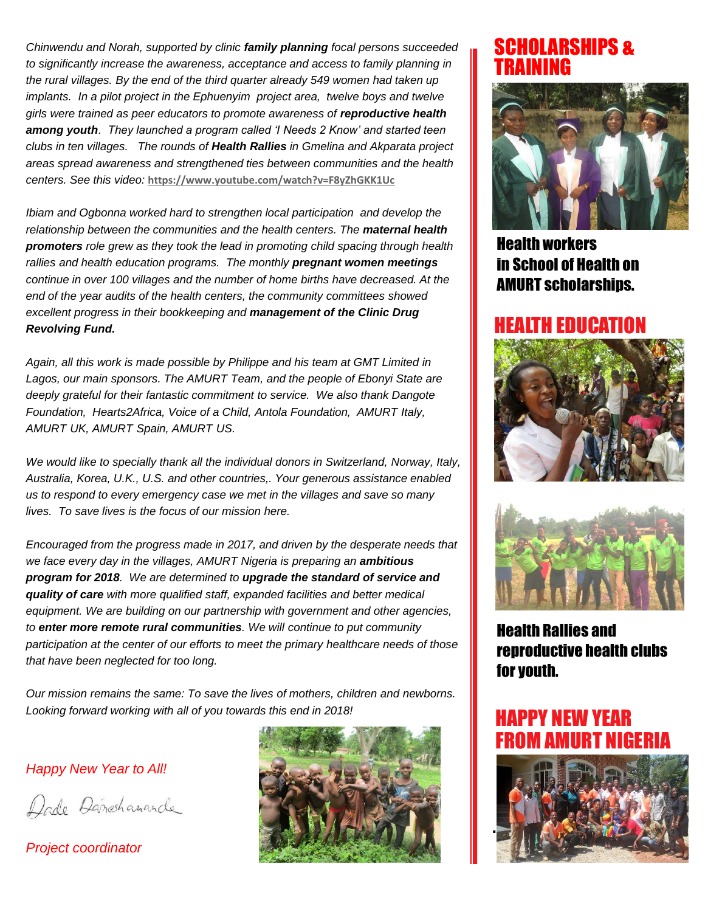*Chinwendu and Norah, supported by clinic* ***family planning*** *focal persons succeeded to significantly increase the awareness, acceptance and access to family planning in the rural villages. By the end of the third quarter already 549 women had taken up implants. In a pilot project in the Ephuenyim project area, twelve boys and twelve girls were trained as peer educators to promote awareness of* ***reproductive health among youth****. They launched a program called 'I Needs 2 Know' and started teen clubs in ten villages. The rounds of* ***Health Rallies*** *in Gmelina and Akparata project areas spread awareness and strengthened ties between communities and the health centers. See this video:* **https://www.youtube.com/watch?v=F8yZhGKK1Uc**

*Ibiam and Ogbonna worked hard to strengthen local participation and develop the relationship between the communities and the health centers. The* ***maternal health promoters*** *role grew as they took the lead in promoting child spacing through health rallies and health education programs. The monthly* ***pregnant women meetings*** *continue in over 100 villages and the number of home births have decreased. At the end of the year audits of the health centers, the community committees showed excellent progress in their bookkeeping and* ***management of the Clinic Drug Revolving Fund.***

*Again, all this work is made possible by Philippe and his team at GMT Limited in Lagos, our main sponsors. The AMURT Team, and the people of Ebonyi State are deeply grateful for their fantastic commitment to service. We also thank Dangote Foundation, Hearts2Africa, Voice of a Child, Antola Foundation, AMURT Italy, AMURT UK, AMURT Spain, AMURT US.*

*We would like to specially thank all the individual donors in Switzerland, Norway, Italy, Australia, Korea, U.K., U.S. and other countries,. Your generous assistance enabled us to respond to every emergency case we met in the villages and save so many lives. To save lives is the focus of our mission here.*

*Encouraged from the progress made in 2017, and driven by the desperate needs that we face every day in the villages, AMURT Nigeria is preparing an* ***ambitious program for 2018****. We are determined to* ***upgrade the standard of service and quality of care*** *with more qualified staff, expanded facilities and better medical equipment. We are building on our partnership with government and other agencies, to* ***enter more remote rural communities****. We will continue to put community participation at the center of our efforts to meet the primary healthcare needs of those that have been neglected for too long.*

*Our mission remains the same: To save the lives of mothers, children and newborns. Looking forward working with all of you towards this end in 2018!*

*Happy New Year to All!*

*Dada Daneshananda*

*Project coordinator*

## SCHOLARSHIPS & TRAINING

**Health workers in School of Health on AMURT scholarships.**

## HEALTH EDUCATION

**Health Rallies and reproductive health clubs for youth.**

## HAPPY NEW YEAR FROM AMURT NIGERIA